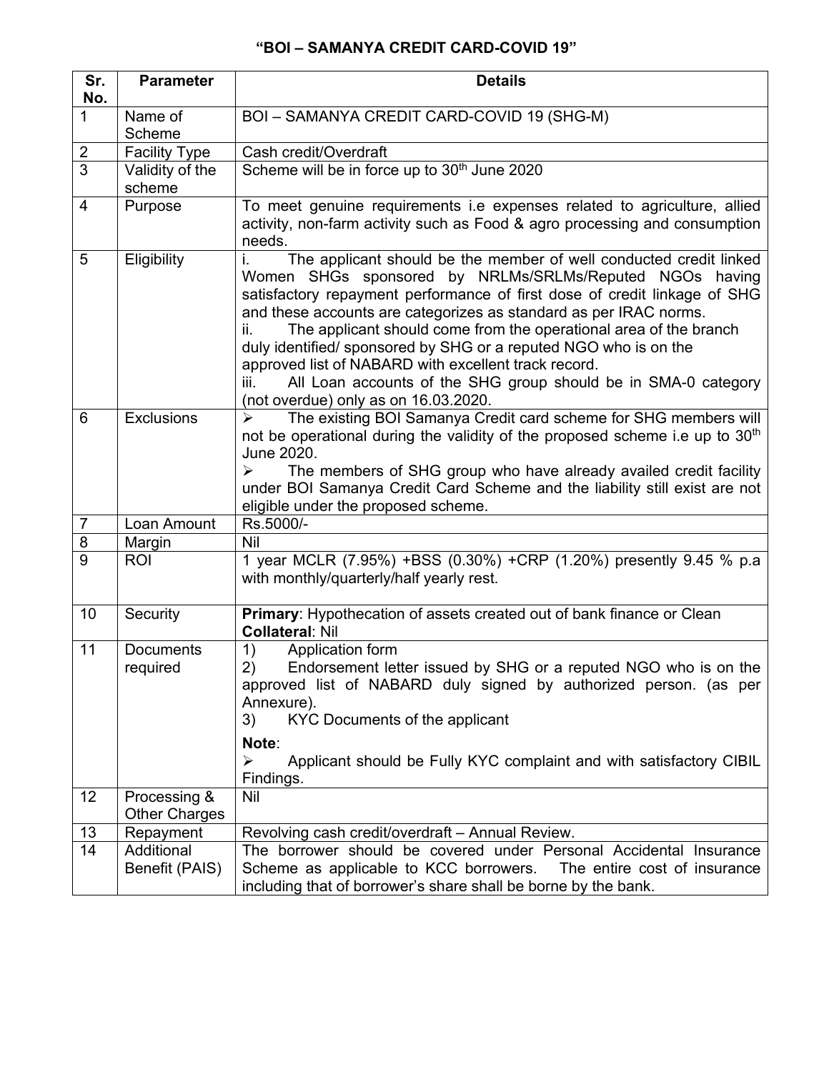# "BOI – SAMANYA CREDIT CARD-COVID 19"

| Sr. No. | Parameter | Details |
|---|---|---|
| 1 | Name of Scheme | BOI – SAMANYA CREDIT CARD-COVID 19 (SHG-M) |
| 2 | Facility Type | Cash credit/Overdraft |
| 3 | Validity of the scheme | Scheme will be in force up to 30th June 2020 |
| 4 | Purpose | To meet genuine requirements i.e expenses related to agriculture, allied activity, non-farm activity such as Food & agro processing and consumption needs. |
| 5 | Eligibility | i. The applicant should be the member of well conducted credit linked Women SHGs sponsored by NRLMs/SRLMs/Reputed NGOs having satisfactory repayment performance of first dose of credit linkage of SHG and these accounts are categorizes as standard as per IRAC norms.<br>ii. The applicant should come from the operational area of the branch duly identified/ sponsored by SHG or a reputed NGO who is on the approved list of NABARD with excellent track record.<br>iii. All Loan accounts of the SHG group should be in SMA-0 category (not overdue) only as on 16.03.2020. |
| 6 | Exclusions | ➢ The existing BOI Samanya Credit card scheme for SHG members will not be operational during the validity of the proposed scheme i.e up to 30th June 2020.<br>➢ The members of SHG group who have already availed credit facility under BOI Samanya Credit Card Scheme and the liability still exist are not eligible under the proposed scheme. |
| 7 | Loan Amount | Rs.5000/- |
| 8 | Margin | Nil |
| 9 | ROI | 1 year MCLR (7.95%) +BSS (0.30%) +CRP (1.20%) presently 9.45 % p.a with monthly/quarterly/half yearly rest. |
| 10 | Security | **Primary**: Hypothecation of assets created out of bank finance or Clean<br>**Collateral**: Nil |
| 11 | Documents required | 1) Application form<br>2) Endorsement letter issued by SHG or a reputed NGO who is on the approved list of NABARD duly signed by authorized person. (as per Annexure).<br>3) KYC Documents of the applicant<br>**Note**:<br>➢ Applicant should be Fully KYC complaint and with satisfactory CIBIL Findings. |
| 12 | Processing & Other Charges | Nil |
| 13 | Repayment | Revolving cash credit/overdraft – Annual Review. |
| 14 | Additional Benefit (PAIS) | The borrower should be covered under Personal Accidental Insurance Scheme as applicable to KCC borrowers. The entire cost of insurance including that of borrower's share shall be borne by the bank. |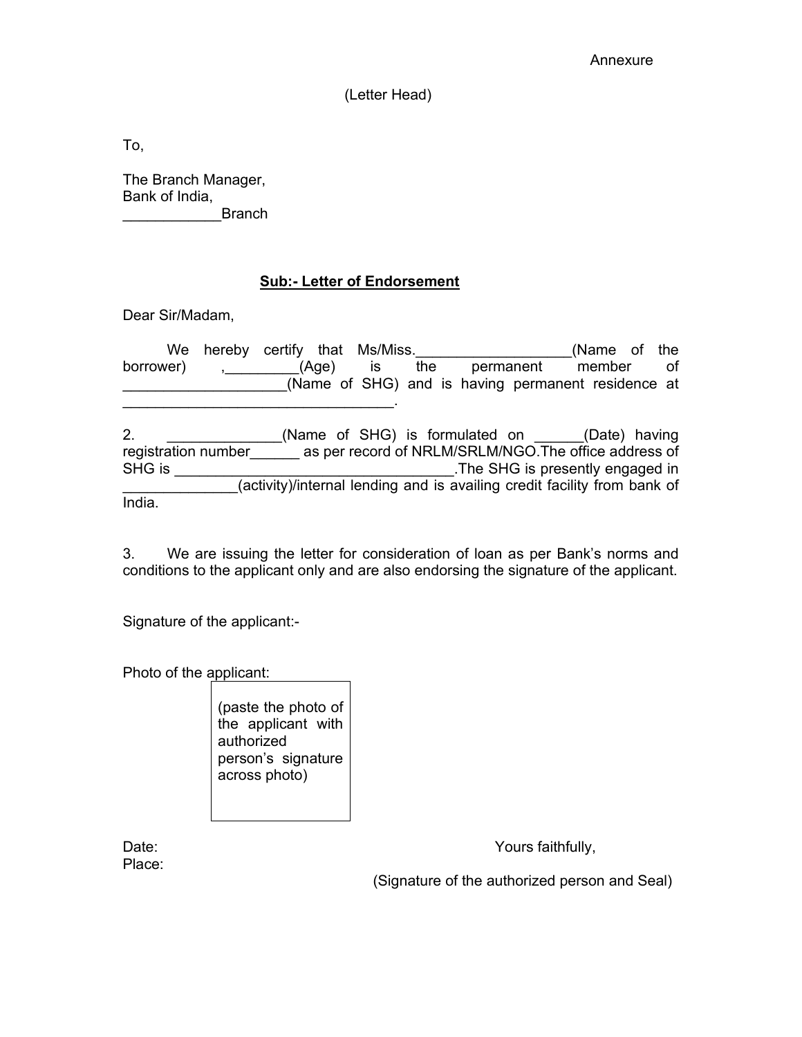Annexure

(Letter Head)

To,

The Branch Manager,
Bank of India,
____________Branch

**Sub:- Letter of Endorsement**

Dear Sir/Madam,

We hereby certify that Ms/Miss.___________________(Name of the borrower) ,_________(Age) is the permanent member of ____________________(Name of SHG) and is having permanent residence at __________________________________.

2. ______________(Name of SHG) is formulated on ______(Date) having registration number______ as per record of NRLM/SRLM/NGO.The office address of SHG is ___________________________________.The SHG is presently engaged in ______________(activity)/internal lending and is availing credit facility from bank of India.

3. We are issuing the letter for consideration of loan as per Bank's norms and conditions to the applicant only and are also endorsing the signature of the applicant.

Signature of the applicant:-

Photo of the applicant:

(paste the photo of the applicant with authorized person's signature across photo)

Date:

Place:

Yours faithfully,

(Signature of the authorized person and Seal)